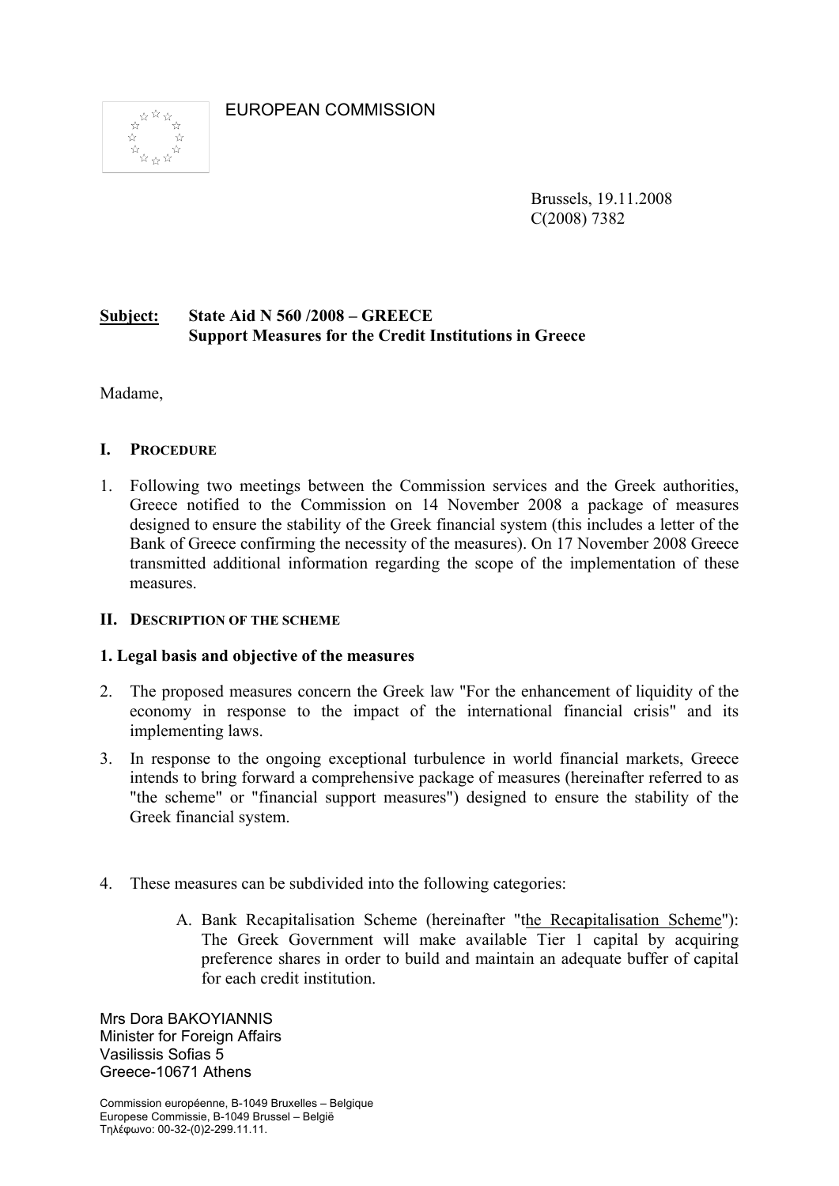EUROPEAN COMMISSION

Brussels, 19.11.2008
C(2008) 7382

**Subject: State Aid N 560 /2008 – GREECE**
**Support Measures for the Credit Institutions in Greece**

Madame,

## I. PROCEDURE

1. Following two meetings between the Commission services and the Greek authorities, Greece notified to the Commission on 14 November 2008 a package of measures designed to ensure the stability of the Greek financial system (this includes a letter of the Bank of Greece confirming the necessity of the measures). On 17 November 2008 Greece transmitted additional information regarding the scope of the implementation of these measures.

## II. DESCRIPTION OF THE SCHEME

### 1. Legal basis and objective of the measures

2. The proposed measures concern the Greek law "For the enhancement of liquidity of the economy in response to the impact of the international financial crisis" and its implementing laws.

3. In response to the ongoing exceptional turbulence in world financial markets, Greece intends to bring forward a comprehensive package of measures (hereinafter referred to as "the scheme" or "financial support measures") designed to ensure the stability of the Greek financial system.

4. These measures can be subdivided into the following categories:

    A. Bank Recapitalisation Scheme (hereinafter "the Recapitalisation Scheme"): The Greek Government will make available Tier 1 capital by acquiring preference shares in order to build and maintain an adequate buffer of capital for each credit institution.

Mrs Dora BAKOYIANNIS
Minister for Foreign Affairs
Vasilissis Sofias 5
Greece-10671 Athens

Commission européenne, B-1049 Bruxelles – Belgique
Europese Commissie, B-1049 Brussel – België
Τηλέφωνο: 00-32-(0)2-299.11.11.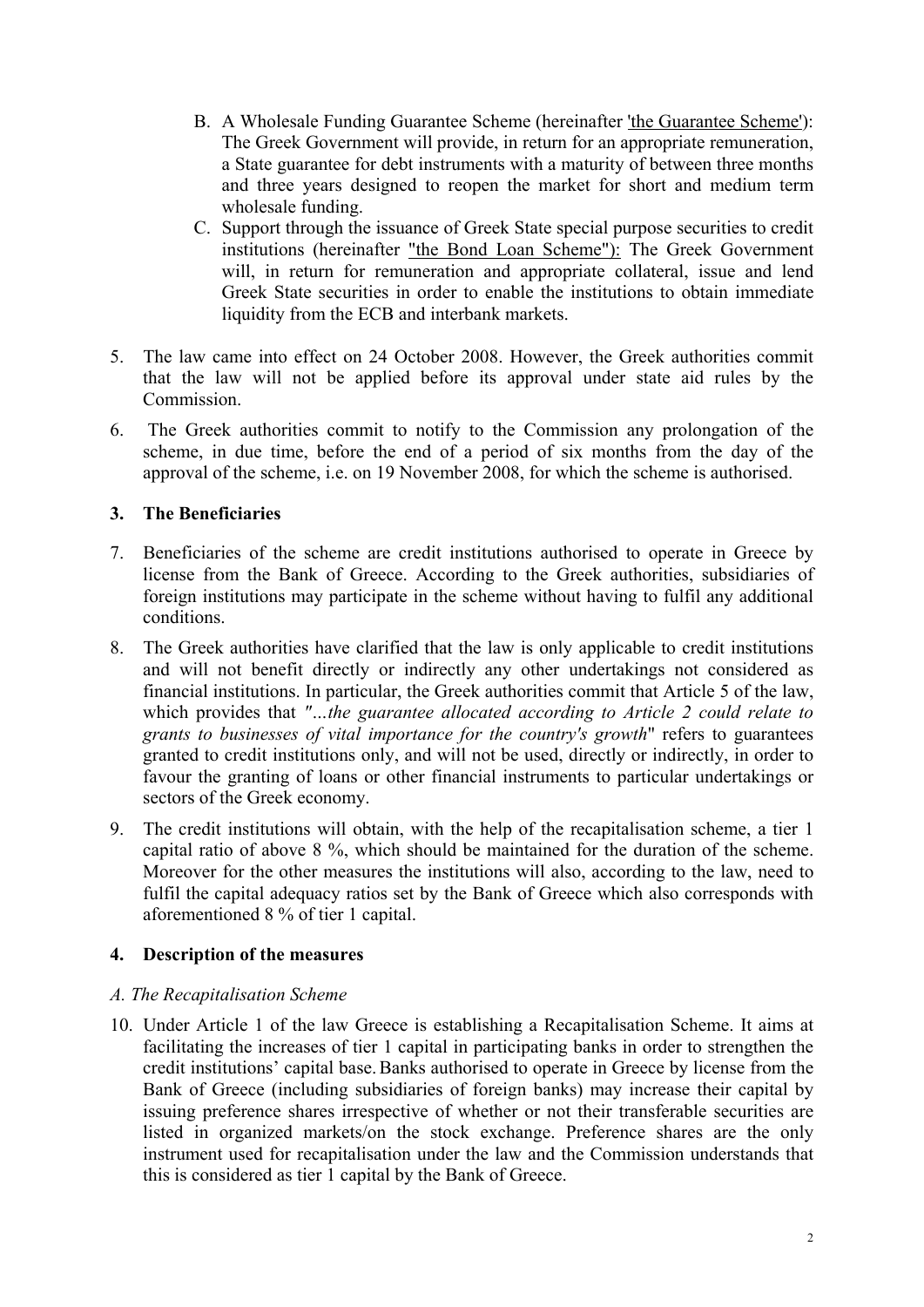B. A Wholesale Funding Guarantee Scheme (hereinafter 'the Guarantee Scheme'): The Greek Government will provide, in return for an appropriate remuneration, a State guarantee for debt instruments with a maturity of between three months and three years designed to reopen the market for short and medium term wholesale funding.

C. Support through the issuance of Greek State special purpose securities to credit institutions (hereinafter "the Bond Loan Scheme"): The Greek Government will, in return for remuneration and appropriate collateral, issue and lend Greek State securities in order to enable the institutions to obtain immediate liquidity from the ECB and interbank markets.

5. The law came into effect on 24 October 2008. However, the Greek authorities commit that the law will not be applied before its approval under state aid rules by the Commission.

6. The Greek authorities commit to notify to the Commission any prolongation of the scheme, in due time, before the end of a period of six months from the day of the approval of the scheme, i.e. on 19 November 2008, for which the scheme is authorised.

## 3. The Beneficiaries

7. Beneficiaries of the scheme are credit institutions authorised to operate in Greece by license from the Bank of Greece. According to the Greek authorities, subsidiaries of foreign institutions may participate in the scheme without having to fulfil any additional conditions.

8. The Greek authorities have clarified that the law is only applicable to credit institutions and will not benefit directly or indirectly any other undertakings not considered as financial institutions. In particular, the Greek authorities commit that Article 5 of the law, which provides that *"...the guarantee allocated according to Article 2 could relate to grants to businesses of vital importance for the country's growth"* refers to guarantees granted to credit institutions only, and will not be used, directly or indirectly, in order to favour the granting of loans or other financial instruments to particular undertakings or sectors of the Greek economy.

9. The credit institutions will obtain, with the help of the recapitalisation scheme, a tier 1 capital ratio of above 8 %, which should be maintained for the duration of the scheme. Moreover for the other measures the institutions will also, according to the law, need to fulfil the capital adequacy ratios set by the Bank of Greece which also corresponds with aforementioned 8 % of tier 1 capital.

## 4. Description of the measures

### *A. The Recapitalisation Scheme*

10. Under Article 1 of the law Greece is establishing a Recapitalisation Scheme. It aims at facilitating the increases of tier 1 capital in participating banks in order to strengthen the credit institutions' capital base. Banks authorised to operate in Greece by license from the Bank of Greece (including subsidiaries of foreign banks) may increase their capital by issuing preference shares irrespective of whether or not their transferable securities are listed in organized markets/on the stock exchange. Preference shares are the only instrument used for recapitalisation under the law and the Commission understands that this is considered as tier 1 capital by the Bank of Greece.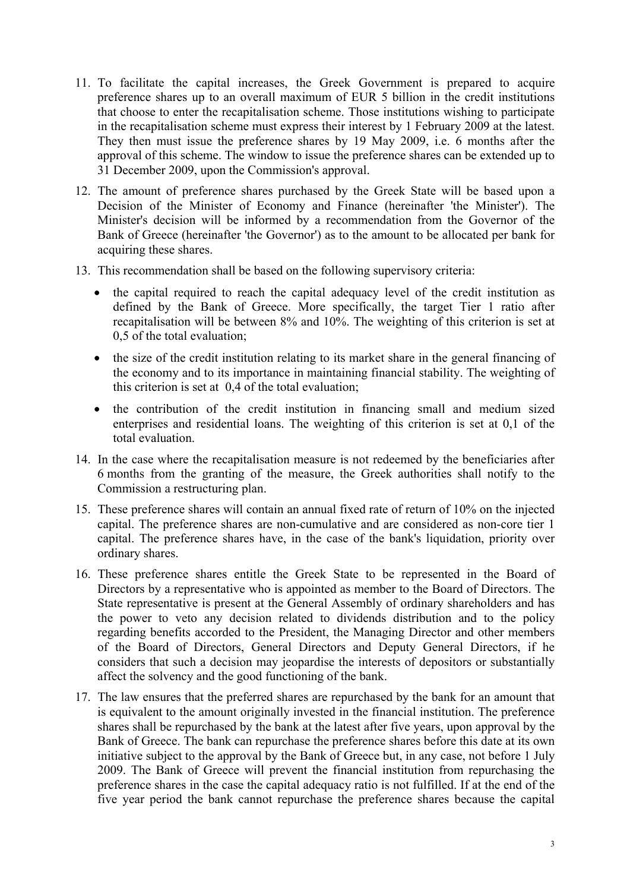11. To facilitate the capital increases, the Greek Government is prepared to acquire preference shares up to an overall maximum of EUR 5 billion in the credit institutions that choose to enter the recapitalisation scheme. Those institutions wishing to participate in the recapitalisation scheme must express their interest by 1 February 2009 at the latest. They then must issue the preference shares by 19 May 2009, i.e. 6 months after the approval of this scheme. The window to issue the preference shares can be extended up to 31 December 2009, upon the Commission's approval.

12. The amount of preference shares purchased by the Greek State will be based upon a Decision of the Minister of Economy and Finance (hereinafter 'the Minister'). The Minister's decision will be informed by a recommendation from the Governor of the Bank of Greece (hereinafter 'the Governor') as to the amount to be allocated per bank for acquiring these shares.

13. This recommendation shall be based on the following supervisory criteria:

    - the capital required to reach the capital adequacy level of the credit institution as defined by the Bank of Greece. More specifically, the target Tier 1 ratio after recapitalisation will be between 8% and 10%. The weighting of this criterion is set at 0,5 of the total evaluation;
    - the size of the credit institution relating to its market share in the general financing of the economy and to its importance in maintaining financial stability. The weighting of this criterion is set at 0,4 of the total evaluation;
    - the contribution of the credit institution in financing small and medium sized enterprises and residential loans. The weighting of this criterion is set at 0,1 of the total evaluation.

14. In the case where the recapitalisation measure is not redeemed by the beneficiaries after 6 months from the granting of the measure, the Greek authorities shall notify to the Commission a restructuring plan.

15. These preference shares will contain an annual fixed rate of return of 10% on the injected capital. The preference shares are non-cumulative and are considered as non-core tier 1 capital. The preference shares have, in the case of the bank's liquidation, priority over ordinary shares.

16. These preference shares entitle the Greek State to be represented in the Board of Directors by a representative who is appointed as member to the Board of Directors. The State representative is present at the General Assembly of ordinary shareholders and has the power to veto any decision related to dividends distribution and to the policy regarding benefits accorded to the President, the Managing Director and other members of the Board of Directors, General Directors and Deputy General Directors, if he considers that such a decision may jeopardise the interests of depositors or substantially affect the solvency and the good functioning of the bank.

17. The law ensures that the preferred shares are repurchased by the bank for an amount that is equivalent to the amount originally invested in the financial institution. The preference shares shall be repurchased by the bank at the latest after five years, upon approval by the Bank of Greece. The bank can repurchase the preference shares before this date at its own initiative subject to the approval by the Bank of Greece but, in any case, not before 1 July 2009. The Bank of Greece will prevent the financial institution from repurchasing the preference shares in the case the capital adequacy ratio is not fulfilled. If at the end of the five year period the bank cannot repurchase the preference shares because the capital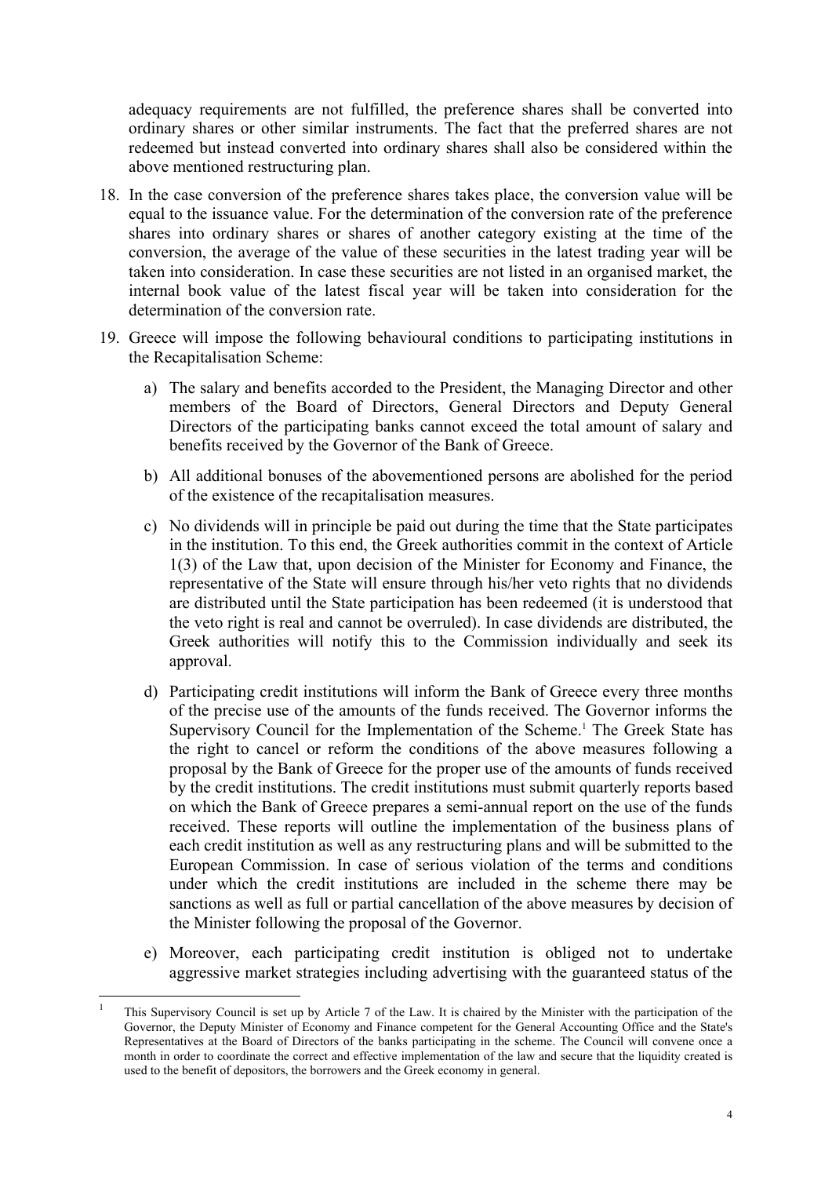adequacy requirements are not fulfilled, the preference shares shall be converted into ordinary shares or other similar instruments. The fact that the preferred shares are not redeemed but instead converted into ordinary shares shall also be considered within the above mentioned restructuring plan.

18. In the case conversion of the preference shares takes place, the conversion value will be equal to the issuance value. For the determination of the conversion rate of the preference shares into ordinary shares or shares of another category existing at the time of the conversion, the average of the value of these securities in the latest trading year will be taken into consideration. In case these securities are not listed in an organised market, the internal book value of the latest fiscal year will be taken into consideration for the determination of the conversion rate.

19. Greece will impose the following behavioural conditions to participating institutions in the Recapitalisation Scheme:

    a) The salary and benefits accorded to the President, the Managing Director and other members of the Board of Directors, General Directors and Deputy General Directors of the participating banks cannot exceed the total amount of salary and benefits received by the Governor of the Bank of Greece.

    b) All additional bonuses of the abovementioned persons are abolished for the period of the existence of the recapitalisation measures.

    c) No dividends will in principle be paid out during the time that the State participates in the institution. To this end, the Greek authorities commit in the context of Article 1(3) of the Law that, upon decision of the Minister for Economy and Finance, the representative of the State will ensure through his/her veto rights that no dividends are distributed until the State participation has been redeemed (it is understood that the veto right is real and cannot be overruled). In case dividends are distributed, the Greek authorities will notify this to the Commission individually and seek its approval.

    d) Participating credit institutions will inform the Bank of Greece every three months of the precise use of the amounts of the funds received. The Governor informs the Supervisory Council for the Implementation of the Scheme.[1] The Greek State has the right to cancel or reform the conditions of the above measures following a proposal by the Bank of Greece for the proper use of the amounts of funds received by the credit institutions. The credit institutions must submit quarterly reports based on which the Bank of Greece prepares a semi-annual report on the use of the funds received. These reports will outline the implementation of the business plans of each credit institution as well as any restructuring plans and will be submitted to the European Commission. In case of serious violation of the terms and conditions under which the credit institutions are included in the scheme there may be sanctions as well as full or partial cancellation of the above measures by decision of the Minister following the proposal of the Governor.

    e) Moreover, each participating credit institution is obliged not to undertake aggressive market strategies including advertising with the guaranteed status of the

[1] This Supervisory Council is set up by Article 7 of the Law. It is chaired by the Minister with the participation of the Governor, the Deputy Minister of Economy and Finance competent for the General Accounting Office and the State's Representatives at the Board of Directors of the banks participating in the scheme. The Council will convene once a month in order to coordinate the correct and effective implementation of the law and secure that the liquidity created is used to the benefit of depositors, the borrowers and the Greek economy in general.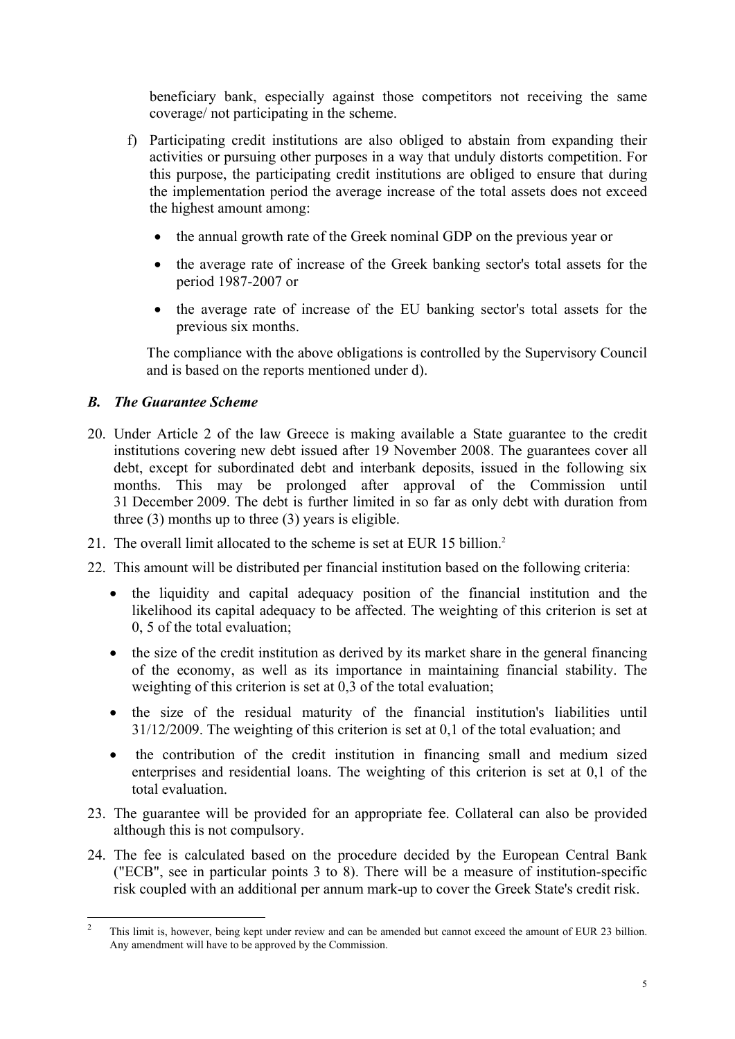beneficiary bank, especially against those competitors not receiving the same coverage/ not participating in the scheme.

f) Participating credit institutions are also obliged to abstain from expanding their activities or pursuing other purposes in a way that unduly distorts competition. For this purpose, the participating credit institutions are obliged to ensure that during the implementation period the average increase of the total assets does not exceed the highest amount among:

   - the annual growth rate of the Greek nominal GDP on the previous year or
   - the average rate of increase of the Greek banking sector's total assets for the period 1987-2007 or
   - the average rate of increase of the EU banking sector's total assets for the previous six months.

   The compliance with the above obligations is controlled by the Supervisory Council and is based on the reports mentioned under d).

### *B. The Guarantee Scheme*

20. Under Article 2 of the law Greece is making available a State guarantee to the credit institutions covering new debt issued after 19 November 2008. The guarantees cover all debt, except for subordinated debt and interbank deposits, issued in the following six months. This may be prolonged after approval of the Commission until 31 December 2009. The debt is further limited in so far as only debt with duration from three (3) months up to three (3) years is eligible.

21. The overall limit allocated to the scheme is set at EUR 15 billion.[2]

22. This amount will be distributed per financial institution based on the following criteria:

    - the liquidity and capital adequacy position of the financial institution and the likelihood its capital adequacy to be affected. The weighting of this criterion is set at 0, 5 of the total evaluation;
    - the size of the credit institution as derived by its market share in the general financing of the economy, as well as its importance in maintaining financial stability. The weighting of this criterion is set at 0,3 of the total evaluation;
    - the size of the residual maturity of the financial institution's liabilities until 31/12/2009. The weighting of this criterion is set at 0,1 of the total evaluation; and
    - the contribution of the credit institution in financing small and medium sized enterprises and residential loans. The weighting of this criterion is set at 0,1 of the total evaluation.

23. The guarantee will be provided for an appropriate fee. Collateral can also be provided although this is not compulsory.

24. The fee is calculated based on the procedure decided by the European Central Bank ("ECB", see in particular points 3 to 8). There will be a measure of institution-specific risk coupled with an additional per annum mark-up to cover the Greek State's credit risk.

---

[2] This limit is, however, being kept under review and can be amended but cannot exceed the amount of EUR 23 billion. Any amendment will have to be approved by the Commission.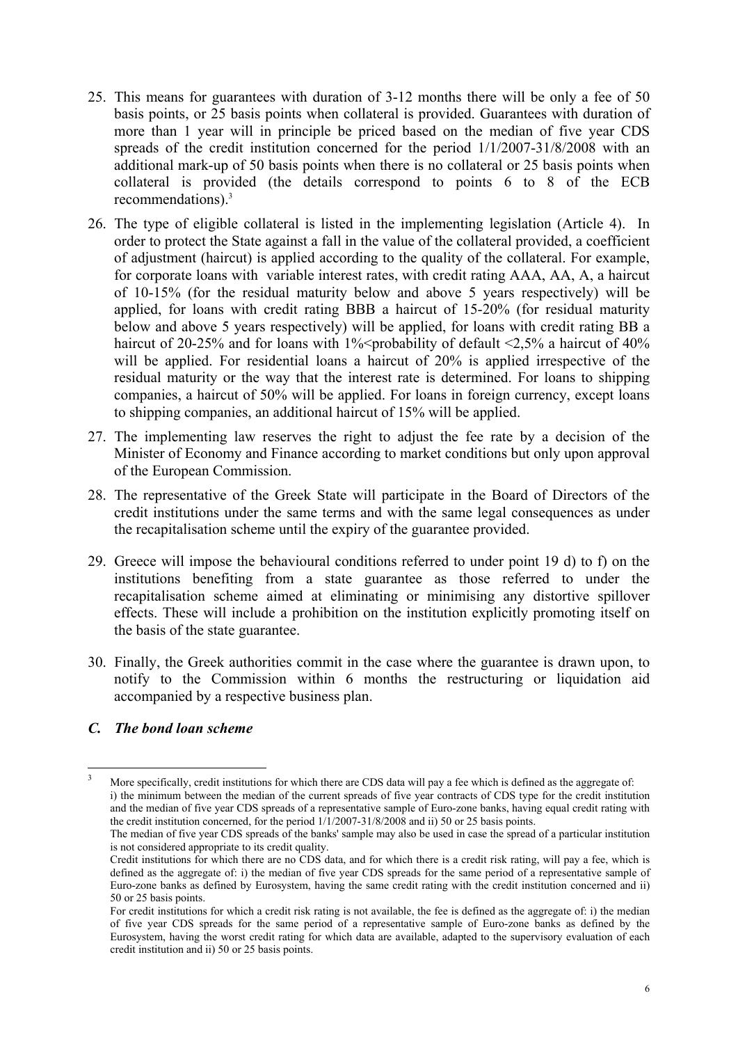25. This means for guarantees with duration of 3-12 months there will be only a fee of 50 basis points, or 25 basis points when collateral is provided. Guarantees with duration of more than 1 year will in principle be priced based on the median of five year CDS spreads of the credit institution concerned for the period 1/1/2007-31/8/2008 with an additional mark-up of 50 basis points when there is no collateral or 25 basis points when collateral is provided (the details correspond to points 6 to 8 of the ECB recommendations).[3]

26. The type of eligible collateral is listed in the implementing legislation (Article 4). In order to protect the State against a fall in the value of the collateral provided, a coefficient of adjustment (haircut) is applied according to the quality of the collateral. For example, for corporate loans with variable interest rates, with credit rating AAA, AA, A, a haircut of 10-15% (for the residual maturity below and above 5 years respectively) will be applied, for loans with credit rating BBB a haircut of 15-20% (for residual maturity below and above 5 years respectively) will be applied, for loans with credit rating BB a haircut of 20-25% and for loans with 1%<probability of default <2,5% a haircut of 40% will be applied. For residential loans a haircut of 20% is applied irrespective of the residual maturity or the way that the interest rate is determined. For loans to shipping companies, a haircut of 50% will be applied. For loans in foreign currency, except loans to shipping companies, an additional haircut of 15% will be applied.

27. The implementing law reserves the right to adjust the fee rate by a decision of the Minister of Economy and Finance according to market conditions but only upon approval of the European Commission.

28. The representative of the Greek State will participate in the Board of Directors of the credit institutions under the same terms and with the same legal consequences as under the recapitalisation scheme until the expiry of the guarantee provided.

29. Greece will impose the behavioural conditions referred to under point 19 d) to f) on the institutions benefiting from a state guarantee as those referred to under the recapitalisation scheme aimed at eliminating or minimising any distortive spillover effects. These will include a prohibition on the institution explicitly promoting itself on the basis of the state guarantee.

30. Finally, the Greek authorities commit in the case where the guarantee is drawn upon, to notify to the Commission within 6 months the restructuring or liquidation aid accompanied by a respective business plan.

### *C. The bond loan scheme*

---

[3] More specifically, credit institutions for which there are CDS data will pay a fee which is defined as the aggregate of: i) the minimum between the median of the current spreads of five year contracts of CDS type for the credit institution and the median of five year CDS spreads of a representative sample of Euro-zone banks, having equal credit rating with the credit institution concerned, for the period 1/1/2007-31/8/2008 and ii) 50 or 25 basis points.
The median of five year CDS spreads of the banks' sample may also be used in case the spread of a particular institution is not considered appropriate to its credit quality.
Credit institutions for which there are no CDS data, and for which there is a credit risk rating, will pay a fee, which is defined as the aggregate of: i) the median of five year CDS spreads for the same period of a representative sample of Euro-zone banks as defined by Eurosystem, having the same credit rating with the credit institution concerned and ii) 50 or 25 basis points.
For credit institutions for which a credit risk rating is not available, the fee is defined as the aggregate of: i) the median of five year CDS spreads for the same period of a representative sample of Euro-zone banks as defined by the Eurosystem, having the worst credit rating for which data are available, adapted to the supervisory evaluation of each credit institution and ii) 50 or 25 basis points.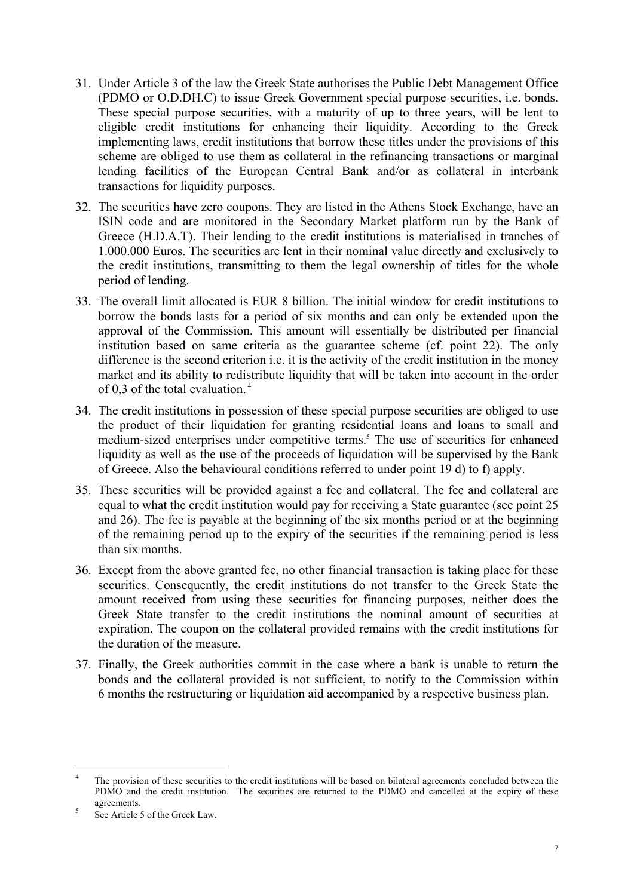31. Under Article 3 of the law the Greek State authorises the Public Debt Management Office (PDMO or O.D.DH.C) to issue Greek Government special purpose securities, i.e. bonds. These special purpose securities, with a maturity of up to three years, will be lent to eligible credit institutions for enhancing their liquidity. According to the Greek implementing laws, credit institutions that borrow these titles under the provisions of this scheme are obliged to use them as collateral in the refinancing transactions or marginal lending facilities of the European Central Bank and/or as collateral in interbank transactions for liquidity purposes.

32. The securities have zero coupons. They are listed in the Athens Stock Exchange, have an ISIN code and are monitored in the Secondary Market platform run by the Bank of Greece (H.D.A.T). Their lending to the credit institutions is materialised in tranches of 1.000.000 Euros. The securities are lent in their nominal value directly and exclusively to the credit institutions, transmitting to them the legal ownership of titles for the whole period of lending.

33. The overall limit allocated is EUR 8 billion. The initial window for credit institutions to borrow the bonds lasts for a period of six months and can only be extended upon the approval of the Commission. This amount will essentially be distributed per financial institution based on same criteria as the guarantee scheme (cf. point 22). The only difference is the second criterion i.e. it is the activity of the credit institution in the money market and its ability to redistribute liquidity that will be taken into account in the order of 0,3 of the total evaluation.[4]

34. The credit institutions in possession of these special purpose securities are obliged to use the product of their liquidation for granting residential loans and loans to small and medium-sized enterprises under competitive terms.[5] The use of securities for enhanced liquidity as well as the use of the proceeds of liquidation will be supervised by the Bank of Greece. Also the behavioural conditions referred to under point 19 d) to f) apply.

35. These securities will be provided against a fee and collateral. The fee and collateral are equal to what the credit institution would pay for receiving a State guarantee (see point 25 and 26). The fee is payable at the beginning of the six months period or at the beginning of the remaining period up to the expiry of the securities if the remaining period is less than six months.

36. Except from the above granted fee, no other financial transaction is taking place for these securities. Consequently, the credit institutions do not transfer to the Greek State the amount received from using these securities for financing purposes, neither does the Greek State transfer to the credit institutions the nominal amount of securities at expiration. The coupon on the collateral provided remains with the credit institutions for the duration of the measure.

37. Finally, the Greek authorities commit in the case where a bank is unable to return the bonds and the collateral provided is not sufficient, to notify to the Commission within 6 months the restructuring or liquidation aid accompanied by a respective business plan.

---

[4] The provision of these securities to the credit institutions will be based on bilateral agreements concluded between the PDMO and the credit institution. The securities are returned to the PDMO and cancelled at the expiry of these agreements.

[5] See Article 5 of the Greek Law.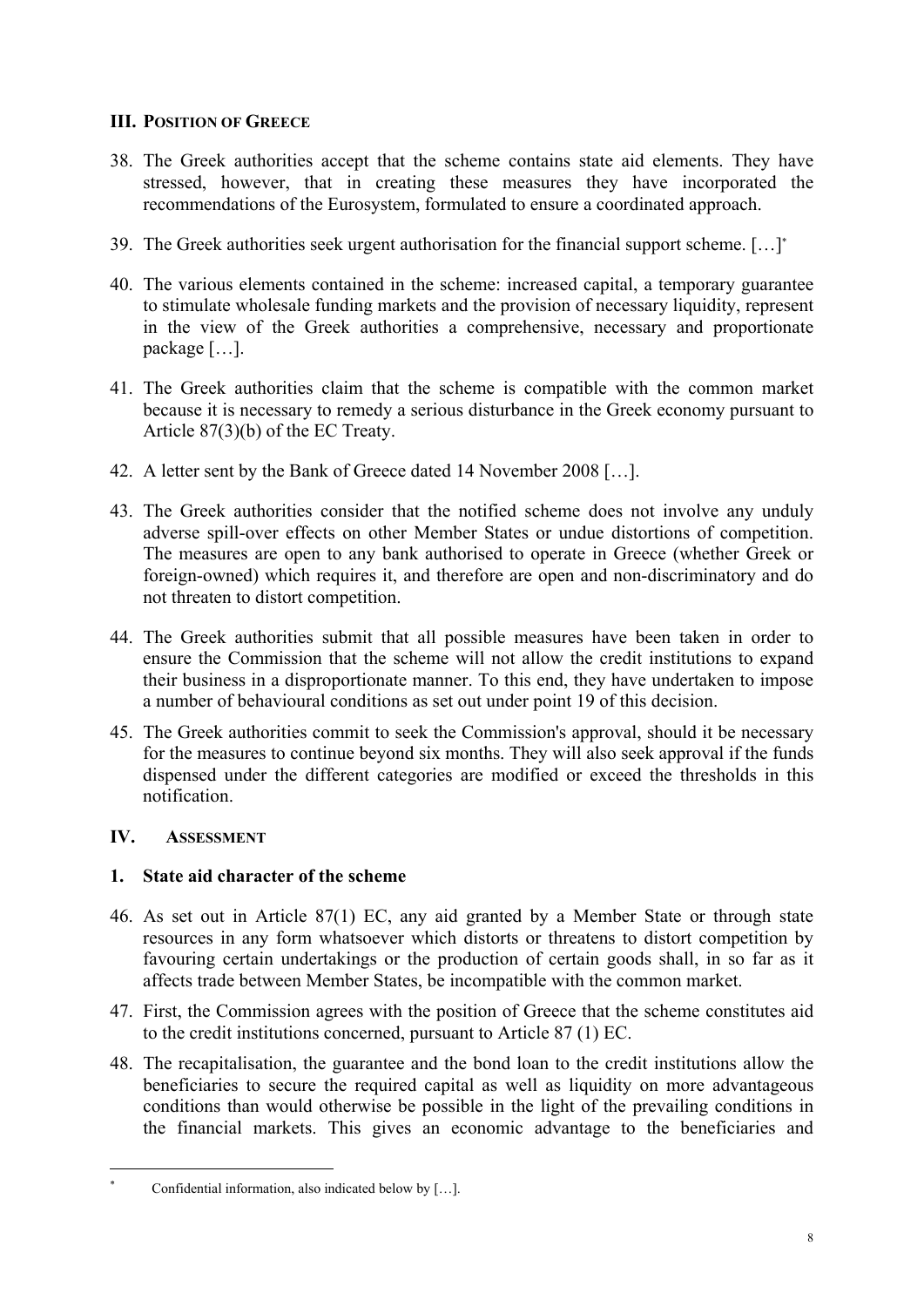## III. Position of Greece

38. The Greek authorities accept that the scheme contains state aid elements. They have stressed, however, that in creating these measures they have incorporated the recommendations of the Eurosystem, formulated to ensure a coordinated approach.

39. The Greek authorities seek urgent authorisation for the financial support scheme. […][*]

40. The various elements contained in the scheme: increased capital, a temporary guarantee to stimulate wholesale funding markets and the provision of necessary liquidity, represent in the view of the Greek authorities a comprehensive, necessary and proportionate package […].

41. The Greek authorities claim that the scheme is compatible with the common market because it is necessary to remedy a serious disturbance in the Greek economy pursuant to Article 87(3)(b) of the EC Treaty.

42. A letter sent by the Bank of Greece dated 14 November 2008 […].

43. The Greek authorities consider that the notified scheme does not involve any unduly adverse spill-over effects on other Member States or undue distortions of competition. The measures are open to any bank authorised to operate in Greece (whether Greek or foreign-owned) which requires it, and therefore are open and non-discriminatory and do not threaten to distort competition.

44. The Greek authorities submit that all possible measures have been taken in order to ensure the Commission that the scheme will not allow the credit institutions to expand their business in a disproportionate manner. To this end, they have undertaken to impose a number of behavioural conditions as set out under point 19 of this decision.

45. The Greek authorities commit to seek the Commission's approval, should it be necessary for the measures to continue beyond six months. They will also seek approval if the funds dispensed under the different categories are modified or exceed the thresholds in this notification.

## IV. Assessment

### 1. State aid character of the scheme

46. As set out in Article 87(1) EC, any aid granted by a Member State or through state resources in any form whatsoever which distorts or threatens to distort competition by favouring certain undertakings or the production of certain goods shall, in so far as it affects trade between Member States, be incompatible with the common market.

47. First, the Commission agrees with the position of Greece that the scheme constitutes aid to the credit institutions concerned, pursuant to Article 87 (1) EC.

48. The recapitalisation, the guarantee and the bond loan to the credit institutions allow the beneficiaries to secure the required capital as well as liquidity on more advantageous conditions than would otherwise be possible in the light of the prevailing conditions in the financial markets. This gives an economic advantage to the beneficiaries and

[*] Confidential information, also indicated below by […].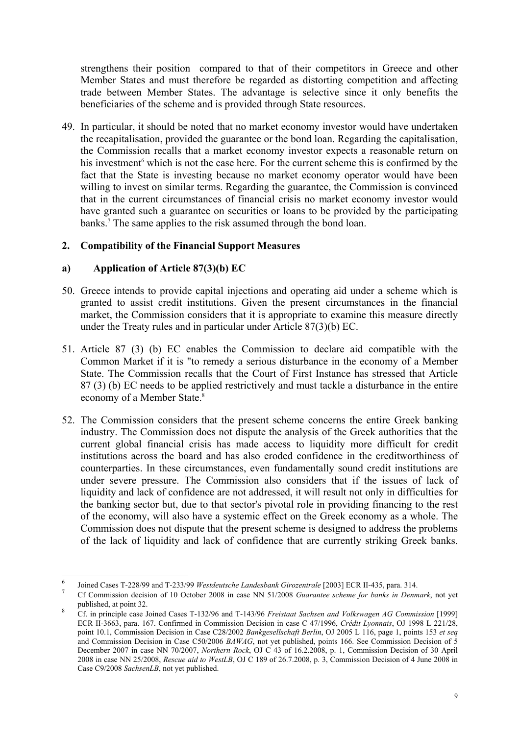strengthens their position compared to that of their competitors in Greece and other Member States and must therefore be regarded as distorting competition and affecting trade between Member States. The advantage is selective since it only benefits the beneficiaries of the scheme and is provided through State resources.

49. In particular, it should be noted that no market economy investor would have undertaken the recapitalisation, provided the guarantee or the bond loan. Regarding the capitalisation, the Commission recalls that a market economy investor expects a reasonable return on his investment[6] which is not the case here. For the current scheme this is confirmed by the fact that the State is investing because no market economy operator would have been willing to invest on similar terms. Regarding the guarantee, the Commission is convinced that in the current circumstances of financial crisis no market economy investor would have granted such a guarantee on securities or loans to be provided by the participating banks.[7] The same applies to the risk assumed through the bond loan.

## 2. Compatibility of the Financial Support Measures

### a) Application of Article 87(3)(b) EC

50. Greece intends to provide capital injections and operating aid under a scheme which is granted to assist credit institutions. Given the present circumstances in the financial market, the Commission considers that it is appropriate to examine this measure directly under the Treaty rules and in particular under Article 87(3)(b) EC.

51. Article 87 (3) (b) EC enables the Commission to declare aid compatible with the Common Market if it is "to remedy a serious disturbance in the economy of a Member State. The Commission recalls that the Court of First Instance has stressed that Article 87 (3) (b) EC needs to be applied restrictively and must tackle a disturbance in the entire economy of a Member State.[8]

52. The Commission considers that the present scheme concerns the entire Greek banking industry. The Commission does not dispute the analysis of the Greek authorities that the current global financial crisis has made access to liquidity more difficult for credit institutions across the board and has also eroded confidence in the creditworthiness of counterparties. In these circumstances, even fundamentally sound credit institutions are under severe pressure. The Commission also considers that if the issues of lack of liquidity and lack of confidence are not addressed, it will result not only in difficulties for the banking sector but, due to that sector's pivotal role in providing financing to the rest of the economy, will also have a systemic effect on the Greek economy as a whole. The Commission does not dispute that the present scheme is designed to address the problems of the lack of liquidity and lack of confidence that are currently striking Greek banks.

---

[6] Joined Cases T-228/99 and T-233/99 *Westdeutsche Landesbank Girozentrale* [2003] ECR II-435, para. 314.

[7] Cf Commission decision of 10 October 2008 in case NN 51/2008 *Guarantee scheme for banks in Denmark*, not yet published, at point 32.

[8] Cf. in principle case Joined Cases T-132/96 and T-143/96 *Freistaat Sachsen and Volkswagen AG Commission* [1999] ECR II-3663, para. 167. Confirmed in Commission Decision in case C 47/1996, *Crédit Lyonnais*, OJ 1998 L 221/28, point 10.1, Commission Decision in Case C28/2002 *Bankgesellschaft Berlin*, OJ 2005 L 116, page 1, points 153 *et seq* and Commission Decision in Case C50/2006 *BAWAG*, not yet published, points 166. See Commission Decision of 5 December 2007 in case NN 70/2007, *Northern Rock*, OJ C 43 of 16.2.2008, p. 1, Commission Decision of 30 April 2008 in case NN 25/2008, *Rescue aid to WestLB*, OJ C 189 of 26.7.2008, p. 3, Commission Decision of 4 June 2008 in Case C9/2008 *SachsenLB*, not yet published.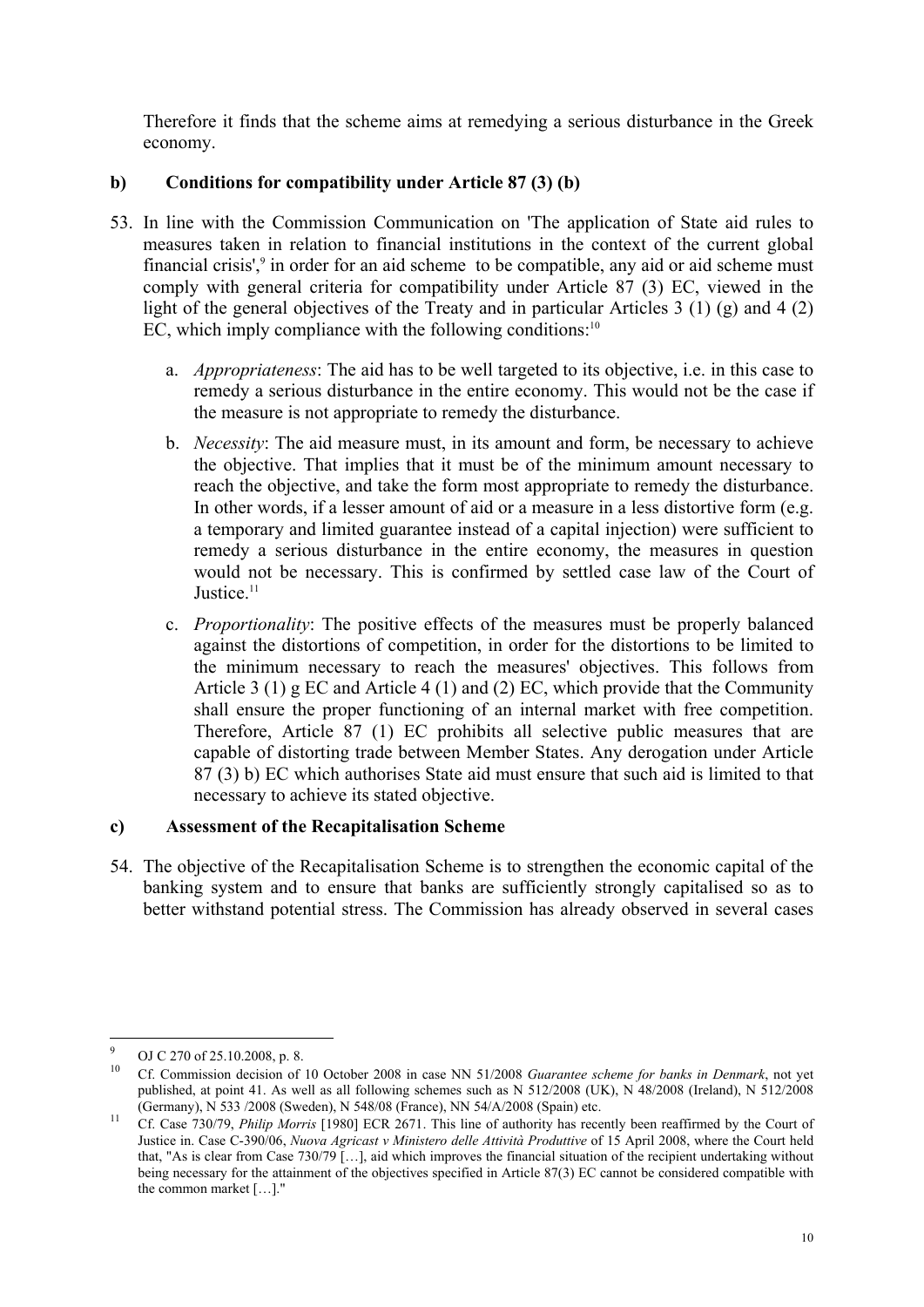Therefore it finds that the scheme aims at remedying a serious disturbance in the Greek economy.

### b) Conditions for compatibility under Article 87 (3) (b)

53. In line with the Commission Communication on 'The application of State aid rules to measures taken in relation to financial institutions in the context of the current global financial crisis',[9] in order for an aid scheme to be compatible, any aid or aid scheme must comply with general criteria for compatibility under Article 87 (3) EC, viewed in the light of the general objectives of the Treaty and in particular Articles 3 (1) (g) and 4 (2) EC, which imply compliance with the following conditions:[10]

    a. *Appropriateness*: The aid has to be well targeted to its objective, i.e. in this case to remedy a serious disturbance in the entire economy. This would not be the case if the measure is not appropriate to remedy the disturbance.

    b. *Necessity*: The aid measure must, in its amount and form, be necessary to achieve the objective. That implies that it must be of the minimum amount necessary to reach the objective, and take the form most appropriate to remedy the disturbance. In other words, if a lesser amount of aid or a measure in a less distortive form (e.g. a temporary and limited guarantee instead of a capital injection) were sufficient to remedy a serious disturbance in the entire economy, the measures in question would not be necessary. This is confirmed by settled case law of the Court of Justice.[11]

    c. *Proportionality*: The positive effects of the measures must be properly balanced against the distortions of competition, in order for the distortions to be limited to the minimum necessary to reach the measures' objectives. This follows from Article 3 (1) g EC and Article 4 (1) and (2) EC, which provide that the Community shall ensure the proper functioning of an internal market with free competition. Therefore, Article 87 (1) EC prohibits all selective public measures that are capable of distorting trade between Member States. Any derogation under Article 87 (3) b) EC which authorises State aid must ensure that such aid is limited to that necessary to achieve its stated objective.

### c) Assessment of the Recapitalisation Scheme

54. The objective of the Recapitalisation Scheme is to strengthen the economic capital of the banking system and to ensure that banks are sufficiently strongly capitalised so as to better withstand potential stress. The Commission has already observed in several cases

---

[9] OJ C 270 of 25.10.2008, p. 8.

[10] Cf. Commission decision of 10 October 2008 in case NN 51/2008 *Guarantee scheme for banks in Denmark*, not yet published, at point 41. As well as all following schemes such as N 512/2008 (UK), N 48/2008 (Ireland), N 512/2008 (Germany), N 533 /2008 (Sweden), N 548/08 (France), NN 54/A/2008 (Spain) etc.

[11] Cf. Case 730/79, *Philip Morris* [1980] ECR 2671. This line of authority has recently been reaffirmed by the Court of Justice in. Case C-390/06, *Nuova Agricast v Ministero delle Attività Produttive* of 15 April 2008, where the Court held that, "As is clear from Case 730/79 […], aid which improves the financial situation of the recipient undertaking without being necessary for the attainment of the objectives specified in Article 87(3) EC cannot be considered compatible with the common market […]."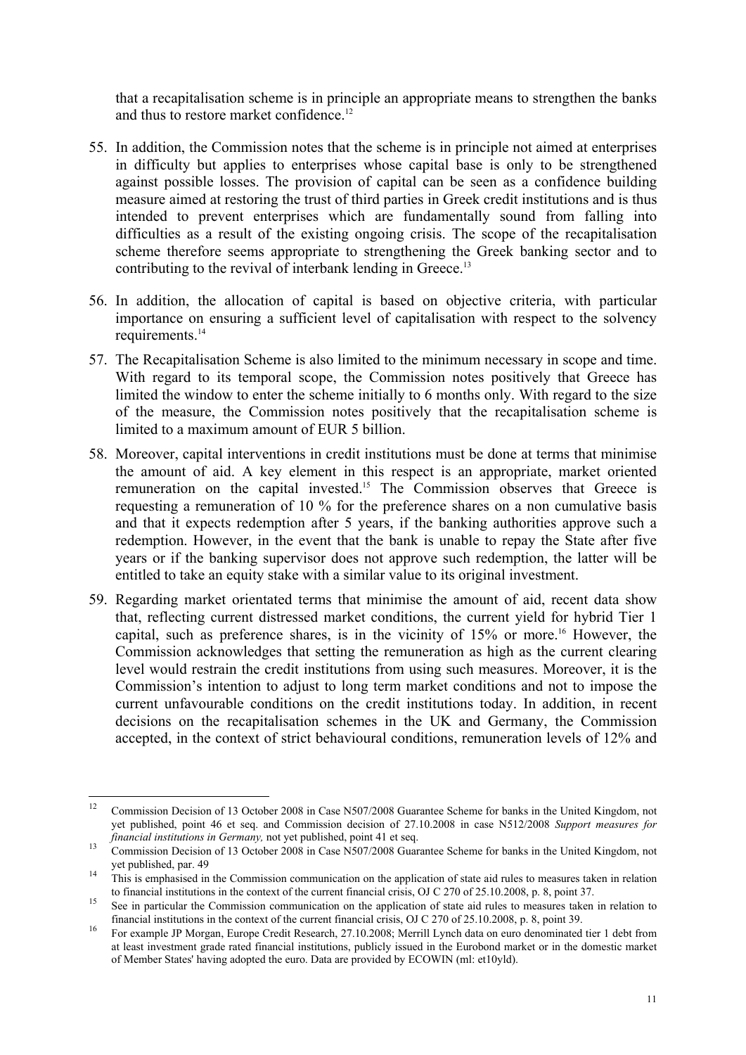that a recapitalisation scheme is in principle an appropriate means to strengthen the banks and thus to restore market confidence.[12]

55. In addition, the Commission notes that the scheme is in principle not aimed at enterprises in difficulty but applies to enterprises whose capital base is only to be strengthened against possible losses. The provision of capital can be seen as a confidence building measure aimed at restoring the trust of third parties in Greek credit institutions and is thus intended to prevent enterprises which are fundamentally sound from falling into difficulties as a result of the existing ongoing crisis. The scope of the recapitalisation scheme therefore seems appropriate to strengthening the Greek banking sector and to contributing to the revival of interbank lending in Greece.[13]

56. In addition, the allocation of capital is based on objective criteria, with particular importance on ensuring a sufficient level of capitalisation with respect to the solvency requirements.[14]

57. The Recapitalisation Scheme is also limited to the minimum necessary in scope and time. With regard to its temporal scope, the Commission notes positively that Greece has limited the window to enter the scheme initially to 6 months only. With regard to the size of the measure, the Commission notes positively that the recapitalisation scheme is limited to a maximum amount of EUR 5 billion.

58. Moreover, capital interventions in credit institutions must be done at terms that minimise the amount of aid. A key element in this respect is an appropriate, market oriented remuneration on the capital invested.[15] The Commission observes that Greece is requesting a remuneration of 10 % for the preference shares on a non cumulative basis and that it expects redemption after 5 years, if the banking authorities approve such a redemption. However, in the event that the bank is unable to repay the State after five years or if the banking supervisor does not approve such redemption, the latter will be entitled to take an equity stake with a similar value to its original investment.

59. Regarding market orientated terms that minimise the amount of aid, recent data show that, reflecting current distressed market conditions, the current yield for hybrid Tier 1 capital, such as preference shares, is in the vicinity of 15% or more.[16] However, the Commission acknowledges that setting the remuneration as high as the current clearing level would restrain the credit institutions from using such measures. Moreover, it is the Commission's intention to adjust to long term market conditions and not to impose the current unfavourable conditions on the credit institutions today. In addition, in recent decisions on the recapitalisation schemes in the UK and Germany, the Commission accepted, in the context of strict behavioural conditions, remuneration levels of 12% and

---

[12] Commission Decision of 13 October 2008 in Case N507/2008 Guarantee Scheme for banks in the United Kingdom, not yet published, point 46 et seq. and Commission decision of 27.10.2008 in case N512/2008 *Support measures for financial institutions in Germany,* not yet published, point 41 et seq.

[13] Commission Decision of 13 October 2008 in Case N507/2008 Guarantee Scheme for banks in the United Kingdom, not yet published, par. 49

[14] This is emphasised in the Commission communication on the application of state aid rules to measures taken in relation to financial institutions in the context of the current financial crisis, OJ C 270 of 25.10.2008, p. 8, point 37.

[15] See in particular the Commission communication on the application of state aid rules to measures taken in relation to financial institutions in the context of the current financial crisis, OJ C 270 of 25.10.2008, p. 8, point 39.

[16] For example JP Morgan, Europe Credit Research, 27.10.2008; Merrill Lynch data on euro denominated tier 1 debt from at least investment grade rated financial institutions, publicly issued in the Eurobond market or in the domestic market of Member States' having adopted the euro. Data are provided by ECOWIN (ml: et10yld).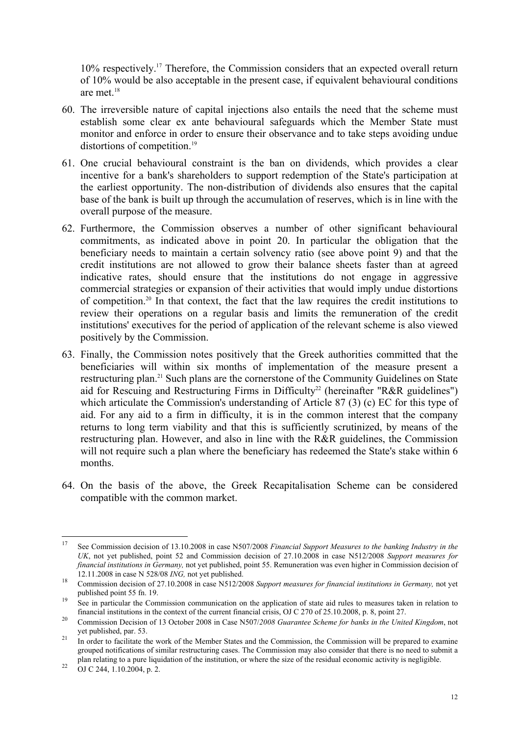10% respectively.[17] Therefore, the Commission considers that an expected overall return of 10% would be also acceptable in the present case, if equivalent behavioural conditions are met.[18]

60. The irreversible nature of capital injections also entails the need that the scheme must establish some clear ex ante behavioural safeguards which the Member State must monitor and enforce in order to ensure their observance and to take steps avoiding undue distortions of competition.[19]

61. One crucial behavioural constraint is the ban on dividends, which provides a clear incentive for a bank's shareholders to support redemption of the State's participation at the earliest opportunity. The non-distribution of dividends also ensures that the capital base of the bank is built up through the accumulation of reserves, which is in line with the overall purpose of the measure.

62. Furthermore, the Commission observes a number of other significant behavioural commitments, as indicated above in point 20. In particular the obligation that the beneficiary needs to maintain a certain solvency ratio (see above point 9) and that the credit institutions are not allowed to grow their balance sheets faster than at agreed indicative rates, should ensure that the institutions do not engage in aggressive commercial strategies or expansion of their activities that would imply undue distortions of competition.[20] In that context, the fact that the law requires the credit institutions to review their operations on a regular basis and limits the remuneration of the credit institutions' executives for the period of application of the relevant scheme is also viewed positively by the Commission.

63. Finally, the Commission notes positively that the Greek authorities committed that the beneficiaries will within six months of implementation of the measure present a restructuring plan.[21] Such plans are the cornerstone of the Community Guidelines on State aid for Rescuing and Restructuring Firms in Difficulty[22] (hereinafter "R&R guidelines") which articulate the Commission's understanding of Article 87 (3) (c) EC for this type of aid. For any aid to a firm in difficulty, it is in the common interest that the company returns to long term viability and that this is sufficiently scrutinized, by means of the restructuring plan. However, and also in line with the R&R guidelines, the Commission will not require such a plan where the beneficiary has redeemed the State's stake within 6 months.

64. On the basis of the above, the Greek Recapitalisation Scheme can be considered compatible with the common market.

---

[17] See Commission decision of 13.10.2008 in case N507/2008 *Financial Support Measures to the banking Industry in the UK*, not yet published, point 52 and Commission decision of 27.10.2008 in case N512/2008 *Support measures for financial institutions in Germany,* not yet published, point 55. Remuneration was even higher in Commission decision of 12.11.2008 in case N 528/08 *ING,* not yet published.

[18] Commission decision of 27.10.2008 in case N512/2008 *Support measures for financial institutions in Germany,* not yet published point 55 fn. 19.

[19] See in particular the Commission communication on the application of state aid rules to measures taken in relation to financial institutions in the context of the current financial crisis, OJ C 270 of 25.10.2008, p. 8, point 27.

[20] Commission Decision of 13 October 2008 in Case N507/*2008 Guarantee Scheme for banks in the United Kingdom*, not yet published, par. 53.

[21] In order to facilitate the work of the Member States and the Commission, the Commission will be prepared to examine grouped notifications of similar restructuring cases. The Commission may also consider that there is no need to submit a plan relating to a pure liquidation of the institution, or where the size of the residual economic activity is negligible.

[22] OJ C 244, 1.10.2004, p. 2.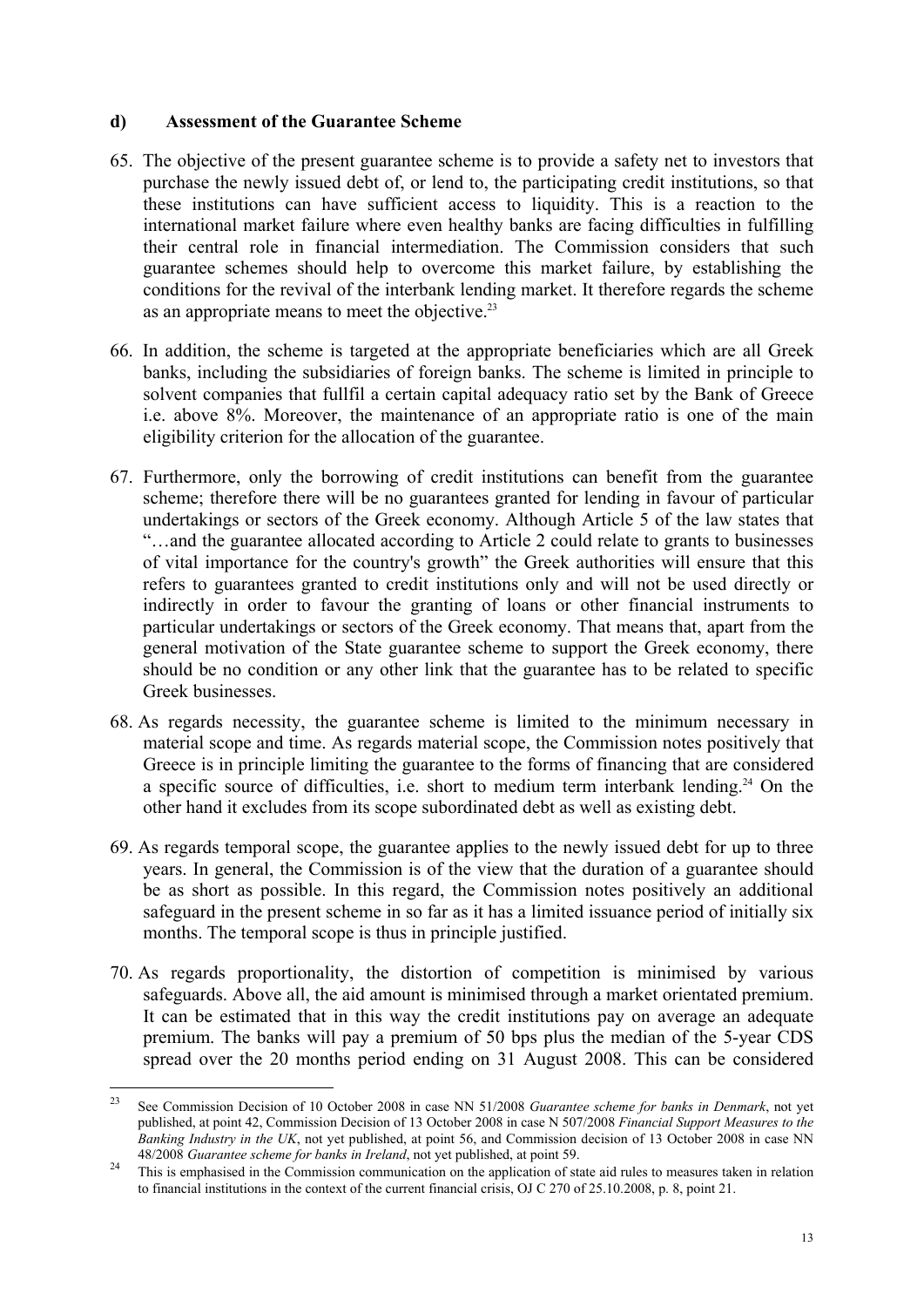### d) Assessment of the Guarantee Scheme

65. The objective of the present guarantee scheme is to provide a safety net to investors that purchase the newly issued debt of, or lend to, the participating credit institutions, so that these institutions can have sufficient access to liquidity. This is a reaction to the international market failure where even healthy banks are facing difficulties in fulfilling their central role in financial intermediation. The Commission considers that such guarantee schemes should help to overcome this market failure, by establishing the conditions for the revival of the interbank lending market. It therefore regards the scheme as an appropriate means to meet the objective.[23]

66. In addition, the scheme is targeted at the appropriate beneficiaries which are all Greek banks, including the subsidiaries of foreign banks. The scheme is limited in principle to solvent companies that fullfil a certain capital adequacy ratio set by the Bank of Greece i.e. above 8%. Moreover, the maintenance of an appropriate ratio is one of the main eligibility criterion for the allocation of the guarantee.

67. Furthermore, only the borrowing of credit institutions can benefit from the guarantee scheme; therefore there will be no guarantees granted for lending in favour of particular undertakings or sectors of the Greek economy. Although Article 5 of the law states that "…and the guarantee allocated according to Article 2 could relate to grants to businesses of vital importance for the country's growth" the Greek authorities will ensure that this refers to guarantees granted to credit institutions only and will not be used directly or indirectly in order to favour the granting of loans or other financial instruments to particular undertakings or sectors of the Greek economy. That means that, apart from the general motivation of the State guarantee scheme to support the Greek economy, there should be no condition or any other link that the guarantee has to be related to specific Greek businesses.

68. As regards necessity, the guarantee scheme is limited to the minimum necessary in material scope and time. As regards material scope, the Commission notes positively that Greece is in principle limiting the guarantee to the forms of financing that are considered a specific source of difficulties, i.e. short to medium term interbank lending.[24] On the other hand it excludes from its scope subordinated debt as well as existing debt.

69. As regards temporal scope, the guarantee applies to the newly issued debt for up to three years. In general, the Commission is of the view that the duration of a guarantee should be as short as possible. In this regard, the Commission notes positively an additional safeguard in the present scheme in so far as it has a limited issuance period of initially six months. The temporal scope is thus in principle justified.

70. As regards proportionality, the distortion of competition is minimised by various safeguards. Above all, the aid amount is minimised through a market orientated premium. It can be estimated that in this way the credit institutions pay on average an adequate premium. The banks will pay a premium of 50 bps plus the median of the 5-year CDS spread over the 20 months period ending on 31 August 2008. This can be considered

---

[23] See Commission Decision of 10 October 2008 in case NN 51/2008 *Guarantee scheme for banks in Denmark*, not yet published, at point 42, Commission Decision of 13 October 2008 in case N 507/2008 *Financial Support Measures to the Banking Industry in the UK*, not yet published, at point 56, and Commission decision of 13 October 2008 in case NN 48/2008 *Guarantee scheme for banks in Ireland*, not yet published, at point 59.

[24] This is emphasised in the Commission communication on the application of state aid rules to measures taken in relation to financial institutions in the context of the current financial crisis, OJ C 270 of 25.10.2008, p. 8, point 21.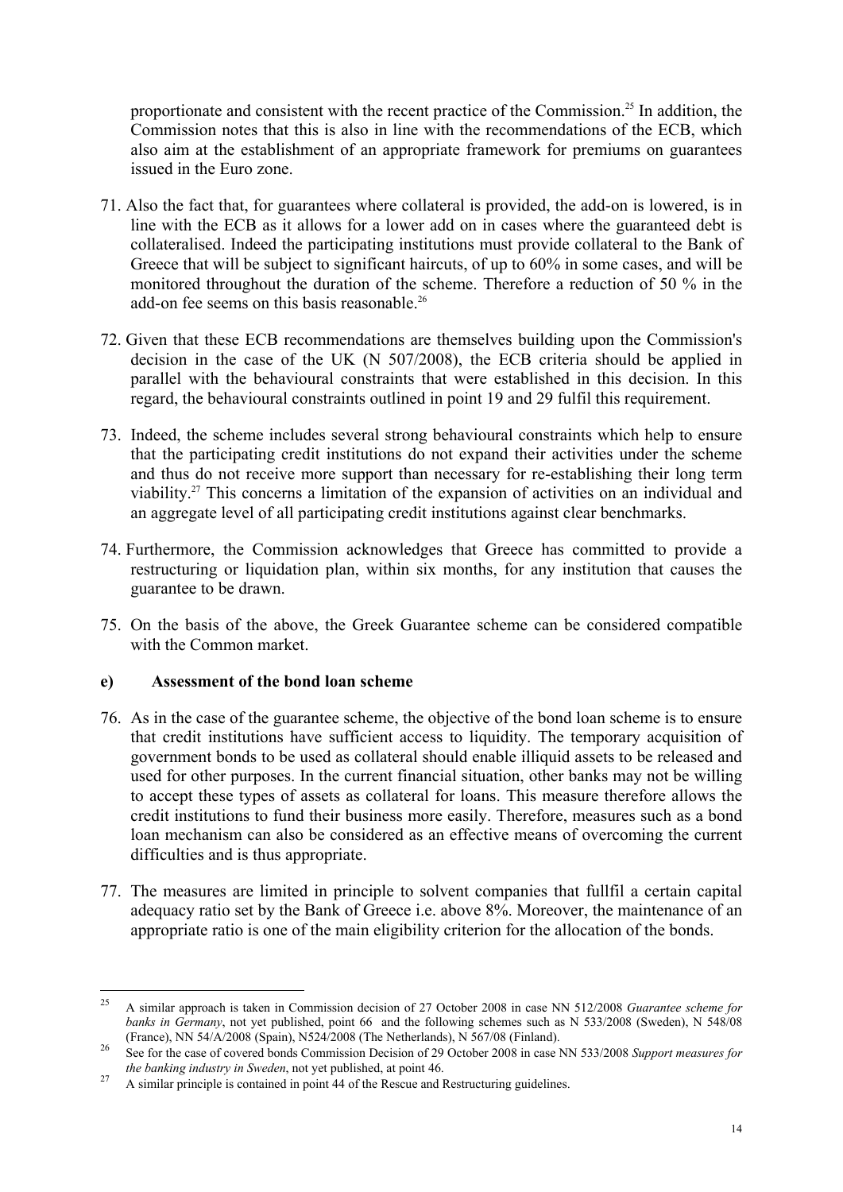proportionate and consistent with the recent practice of the Commission.[25] In addition, the Commission notes that this is also in line with the recommendations of the ECB, which also aim at the establishment of an appropriate framework for premiums on guarantees issued in the Euro zone.

71. Also the fact that, for guarantees where collateral is provided, the add-on is lowered, is in line with the ECB as it allows for a lower add on in cases where the guaranteed debt is collateralised. Indeed the participating institutions must provide collateral to the Bank of Greece that will be subject to significant haircuts, of up to 60% in some cases, and will be monitored throughout the duration of the scheme. Therefore a reduction of 50 % in the add-on fee seems on this basis reasonable.[26]

72. Given that these ECB recommendations are themselves building upon the Commission's decision in the case of the UK (N 507/2008), the ECB criteria should be applied in parallel with the behavioural constraints that were established in this decision. In this regard, the behavioural constraints outlined in point 19 and 29 fulfil this requirement.

73. Indeed, the scheme includes several strong behavioural constraints which help to ensure that the participating credit institutions do not expand their activities under the scheme and thus do not receive more support than necessary for re-establishing their long term viability.[27] This concerns a limitation of the expansion of activities on an individual and an aggregate level of all participating credit institutions against clear benchmarks.

74. Furthermore, the Commission acknowledges that Greece has committed to provide a restructuring or liquidation plan, within six months, for any institution that causes the guarantee to be drawn.

75. On the basis of the above, the Greek Guarantee scheme can be considered compatible with the Common market.

### e) Assessment of the bond loan scheme

76. As in the case of the guarantee scheme, the objective of the bond loan scheme is to ensure that credit institutions have sufficient access to liquidity. The temporary acquisition of government bonds to be used as collateral should enable illiquid assets to be released and used for other purposes. In the current financial situation, other banks may not be willing to accept these types of assets as collateral for loans. This measure therefore allows the credit institutions to fund their business more easily. Therefore, measures such as a bond loan mechanism can also be considered as an effective means of overcoming the current difficulties and is thus appropriate.

77. The measures are limited in principle to solvent companies that fullfil a certain capital adequacy ratio set by the Bank of Greece i.e. above 8%. Moreover, the maintenance of an appropriate ratio is one of the main eligibility criterion for the allocation of the bonds.

---

[25] A similar approach is taken in Commission decision of 27 October 2008 in case NN 512/2008 *Guarantee scheme for banks in Germany*, not yet published, point 66 and the following schemes such as N 533/2008 (Sweden), N 548/08 (France), NN 54/A/2008 (Spain), N524/2008 (The Netherlands), N 567/08 (Finland).

[26] See for the case of covered bonds Commission Decision of 29 October 2008 in case NN 533/2008 *Support measures for the banking industry in Sweden*, not yet published, at point 46.

[27] A similar principle is contained in point 44 of the Rescue and Restructuring guidelines.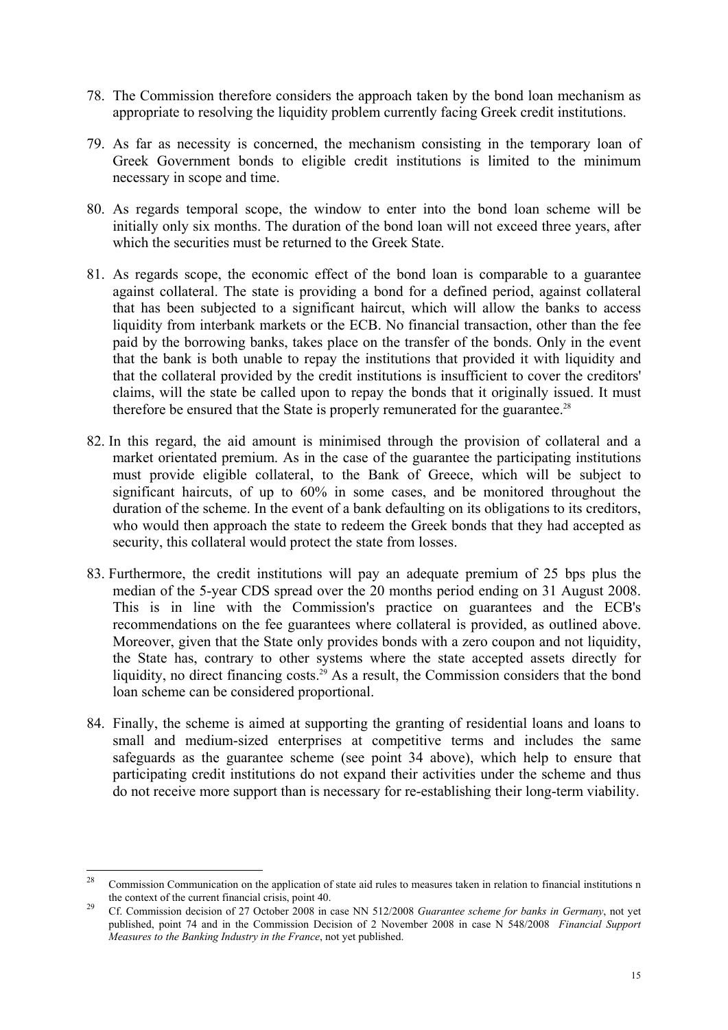78. The Commission therefore considers the approach taken by the bond loan mechanism as appropriate to resolving the liquidity problem currently facing Greek credit institutions.

79. As far as necessity is concerned, the mechanism consisting in the temporary loan of Greek Government bonds to eligible credit institutions is limited to the minimum necessary in scope and time.

80. As regards temporal scope, the window to enter into the bond loan scheme will be initially only six months. The duration of the bond loan will not exceed three years, after which the securities must be returned to the Greek State.

81. As regards scope, the economic effect of the bond loan is comparable to a guarantee against collateral. The state is providing a bond for a defined period, against collateral that has been subjected to a significant haircut, which will allow the banks to access liquidity from interbank markets or the ECB. No financial transaction, other than the fee paid by the borrowing banks, takes place on the transfer of the bonds. Only in the event that the bank is both unable to repay the institutions that provided it with liquidity and that the collateral provided by the credit institutions is insufficient to cover the creditors' claims, will the state be called upon to repay the bonds that it originally issued. It must therefore be ensured that the State is properly remunerated for the guarantee.[28]

82. In this regard, the aid amount is minimised through the provision of collateral and a market orientated premium. As in the case of the guarantee the participating institutions must provide eligible collateral, to the Bank of Greece, which will be subject to significant haircuts, of up to 60% in some cases, and be monitored throughout the duration of the scheme. In the event of a bank defaulting on its obligations to its creditors, who would then approach the state to redeem the Greek bonds that they had accepted as security, this collateral would protect the state from losses.

83. Furthermore, the credit institutions will pay an adequate premium of 25 bps plus the median of the 5-year CDS spread over the 20 months period ending on 31 August 2008. This is in line with the Commission's practice on guarantees and the ECB's recommendations on the fee guarantees where collateral is provided, as outlined above. Moreover, given that the State only provides bonds with a zero coupon and not liquidity, the State has, contrary to other systems where the state accepted assets directly for liquidity, no direct financing costs.[29] As a result, the Commission considers that the bond loan scheme can be considered proportional.

84. Finally, the scheme is aimed at supporting the granting of residential loans and loans to small and medium-sized enterprises at competitive terms and includes the same safeguards as the guarantee scheme (see point 34 above), which help to ensure that participating credit institutions do not expand their activities under the scheme and thus do not receive more support than is necessary for re-establishing their long-term viability.

---

[28] Commission Communication on the application of state aid rules to measures taken in relation to financial institutions n the context of the current financial crisis, point 40.

[29] Cf. Commission decision of 27 October 2008 in case NN 512/2008 *Guarantee scheme for banks in Germany*, not yet published, point 74 and in the Commission Decision of 2 November 2008 in case N 548/2008 *Financial Support Measures to the Banking Industry in the France*, not yet published.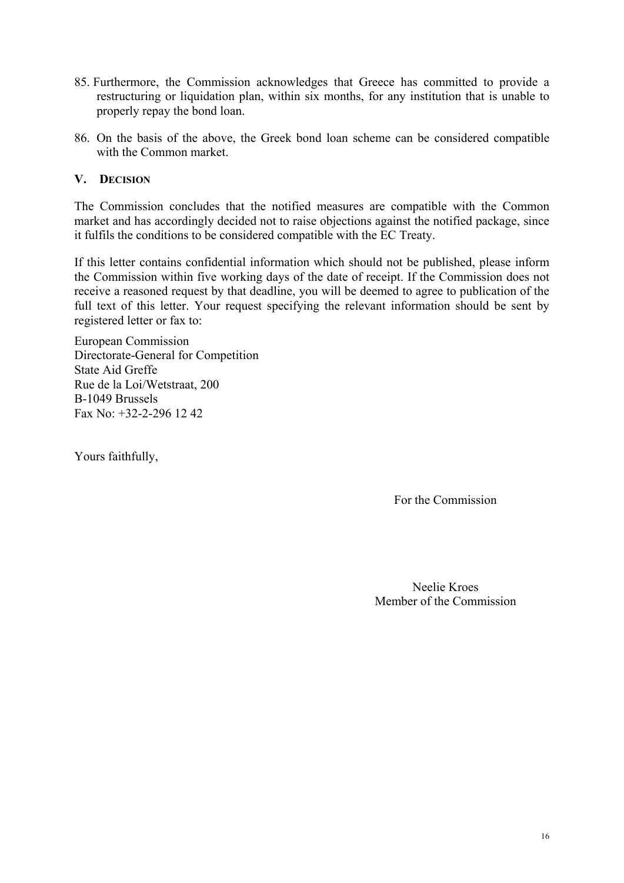85. Furthermore, the Commission acknowledges that Greece has committed to provide a restructuring or liquidation plan, within six months, for any institution that is unable to properly repay the bond loan.

86. On the basis of the above, the Greek bond loan scheme can be considered compatible with the Common market.

## V. Decision

The Commission concludes that the notified measures are compatible with the Common market and has accordingly decided not to raise objections against the notified package, since it fulfils the conditions to be considered compatible with the EC Treaty.

If this letter contains confidential information which should not be published, please inform the Commission within five working days of the date of receipt. If the Commission does not receive a reasoned request by that deadline, you will be deemed to agree to publication of the full text of this letter. Your request specifying the relevant information should be sent by registered letter or fax to:

European Commission
Directorate-General for Competition
State Aid Greffe
Rue de la Loi/Wetstraat, 200
B-1049 Brussels
Fax No: +32-2-296 12 42

Yours faithfully,

For the Commission

Neelie Kroes
Member of the Commission